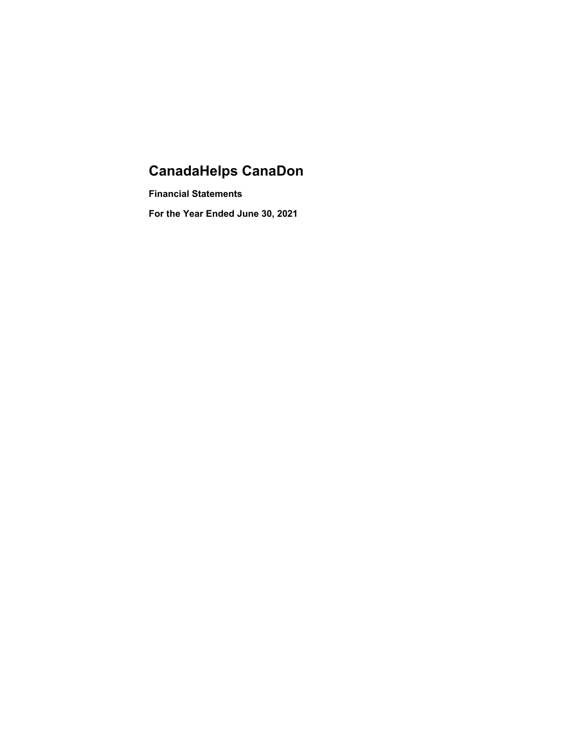# CanadaHelps CanaDon

### Financial Statements

### For the Year Ended June 30, 2021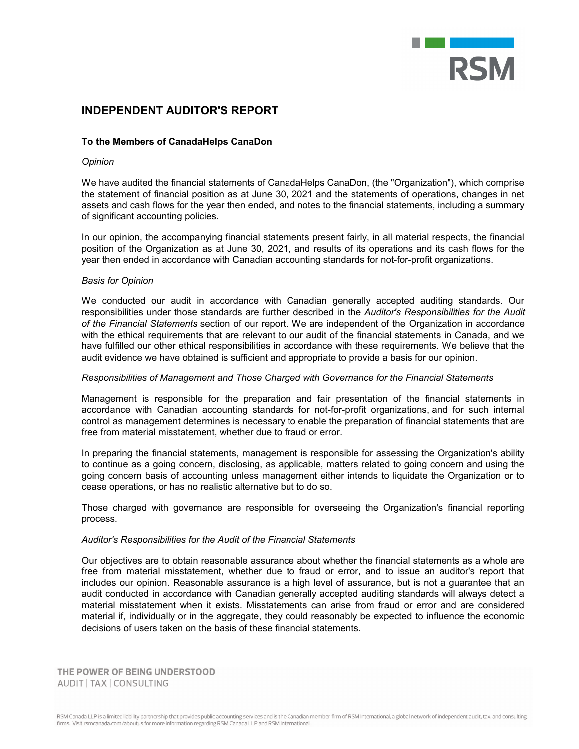# INDEPENDENT AUDITOR'S REPORT

**To the Members of CanadaHelps CanaDon**

*Opinion*

We have audited the financial statements of CanadaHelps CanaDon, (the "Organization"), which comprise the statement of financial position as at June 30, 2021 and the statements of operations, changes in net assets and cash flows for the year then ended, and notes to the financial statements, including a summary of significant accounting policies.

In our opinion, the accompanying financial statements present fairly, in all material respects, the financial position of the Organization as at June 30, 2021, and results of its operations and its cash flows for the year then ended in accordance with Canadian accounting standards for not-for-profit organizations.

*Basis for Opinion*

We conducted our audit in accordance with Canadian generally accepted auditing standards. Our responsibilities under those standards are further described in the *Auditor's Responsibilities for the Audit of the Financial Statements* section of our report. We are independent of the Organization in accordance with the ethical requirements that are relevant to our audit of the financial statements in Canada, and we have fulfilled our other ethical responsibilities in accordance with these requirements. We believe that the audit evidence we have obtained is sufficient and appropriate to provide a basis for our opinion.

*Responsibilities of Management and Those Charged with Governance for the Financial Statements*

Management is responsible for the preparation and fair presentation of the financial statements in accordance with Canadian accounting standards for not-for-profit organizations, and for such internal control as management determines is necessary to enable the preparation of financial statements that are free from material misstatement, whether due to fraud or error.

In preparing the financial statements, management is responsible for assessing the Organization's ability to continue as a going concern, disclosing, as applicable, matters related to going concern and using the going concern basis of accounting unless management either intends to liquidate the Organization or to cease operations, or has no realistic alternative but to do so.

Those charged with governance are responsible for overseeing the Organization's financial reporting process.

*Auditor's Responsibilities for the Audit of the Financial Statements*

Our objectives are to obtain reasonable assurance about whether the financial statements as a whole are free from material misstatement, whether due to fraud or error, and to issue an auditor's report that includes our opinion. Reasonable assurance is a high level of assurance, but is not a guarantee that an audit conducted in accordance with Canadian generally accepted auditing standards will always detect a material misstatement when it exists. Misstatements can arise from fraud or error and are considered material if, individually or in the aggregate, they could reasonably be expected to influence the economic decisions of users taken on the basis of these financial statements.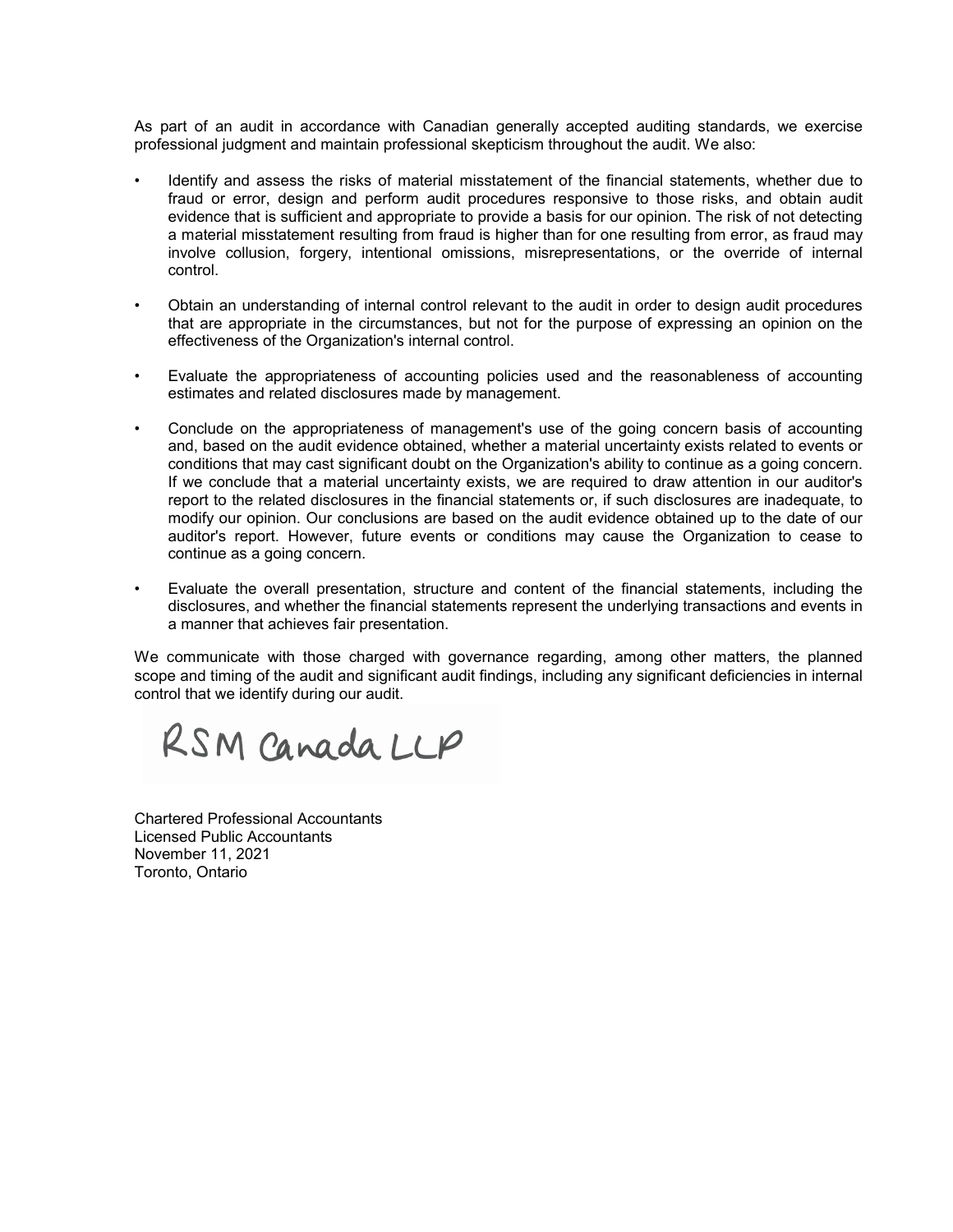As part of an audit in accordance with Canadian generally accepted auditing standards, we exercise professional judgment and maintain professional skepticism throughout the audit. We also:

- Identify and assess the risks of material misstatement of the financial statements, whether due to fraud or error, design and perform audit procedures responsive to those risks, and obtain audit evidence that is sufficient and appropriate to provide a basis for our opinion. The risk of not detecting a material misstatement resulting from fraud is higher than for one resulting from error, as fraud may involve collusion, forgery, intentional omissions, misrepresentations, or the override of internal control.

- Obtain an understanding of internal control relevant to the audit in order to design audit procedures that are appropriate in the circumstances, but not for the purpose of expressing an opinion on the effectiveness of the Organization's internal control.

- Evaluate the appropriateness of accounting policies used and the reasonableness of accounting estimates and related disclosures made by management.

- Conclude on the appropriateness of management's use of the going concern basis of accounting and, based on the audit evidence obtained, whether a material uncertainty exists related to events or conditions that may cast significant doubt on the Organization's ability to continue as a going concern. If we conclude that a material uncertainty exists, we are required to draw attention in our auditor's report to the related disclosures in the financial statements or, if such disclosures are inadequate, to modify our opinion. Our conclusions are based on the audit evidence obtained up to the date of our auditor's report. However, future events or conditions may cause the Organization to cease to continue as a going concern.

- Evaluate the overall presentation, structure and content of the financial statements, including the disclosures, and whether the financial statements represent the underlying transactions and events in a manner that achieves fair presentation.

We communicate with those charged with governance regarding, among other matters, the planned scope and timing of the audit and significant audit findings, including any significant deficiencies in internal control that we identify during our audit.

RSM Canada LLP

Chartered Professional Accountants
Licensed Public Accountants
November 11, 2021
Toronto, Ontario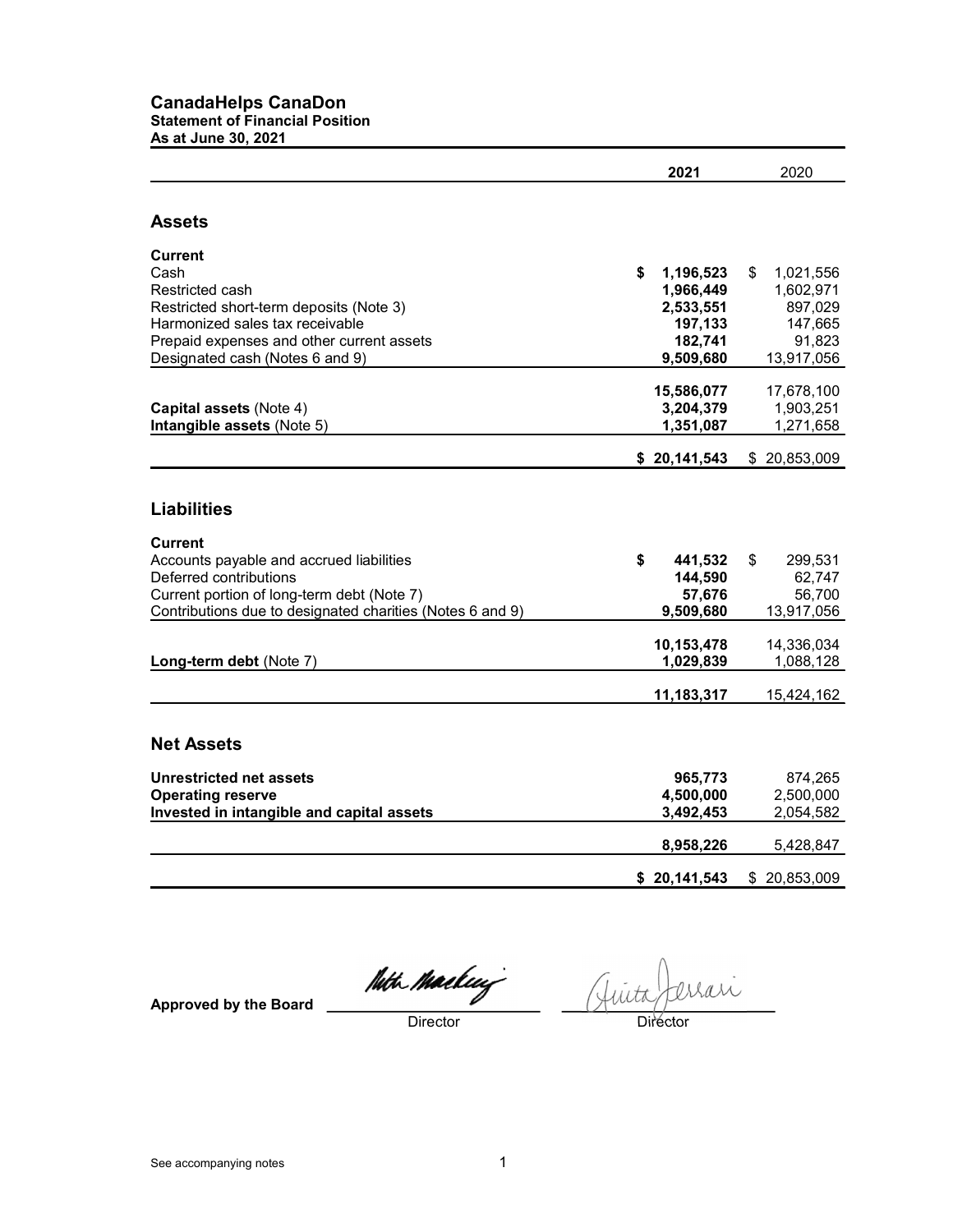# CanadaHelps CanaDon

**Statement of Financial Position**
**As at June 30, 2021**

| | **2021** | 2020 |
|---|---|---|
| **Assets** | | |
| **Current** | | |
| Cash | **$ 1,196,523** | $ 1,021,556 |
| Restricted cash | **1,966,449** | 1,602,971 |
| Restricted short-term deposits (Note 3) | **2,533,551** | 897,029 |
| Harmonized sales tax receivable | **197,133** | 147,665 |
| Prepaid expenses and other current assets | **182,741** | 91,823 |
| Designated cash (Notes 6 and 9) | **9,509,680** | 13,917,056 |
| | **15,586,077** | 17,678,100 |
| **Capital assets** (Note 4) | **3,204,379** | 1,903,251 |
| **Intangible assets** (Note 5) | **1,351,087** | 1,271,658 |
| | **$ 20,141,543** | $ 20,853,009 |
| **Liabilities** | | |
| **Current** | | |
| Accounts payable and accrued liabilities | **$ 441,532** | $ 299,531 |
| Deferred contributions | **144,590** | 62,747 |
| Current portion of long-term debt (Note 7) | **57,676** | 56,700 |
| Contributions due to designated charities (Notes 6 and 9) | **9,509,680** | 13,917,056 |
| | **10,153,478** | 14,336,034 |
| **Long-term debt** (Note 7) | **1,029,839** | 1,088,128 |
| | **11,183,317** | 15,424,162 |
| **Net Assets** | | |
| **Unrestricted net assets** | **965,773** | 874,265 |
| **Operating reserve** | **4,500,000** | 2,500,000 |
| **Invested in intangible and capital assets** | **3,492,453** | 2,054,582 |
| | **8,958,226** | 5,428,847 |
| | **$ 20,141,543** | $ 20,853,009 |

**Approved by the Board** ______________________ Director ______________________ Director

See accompanying notes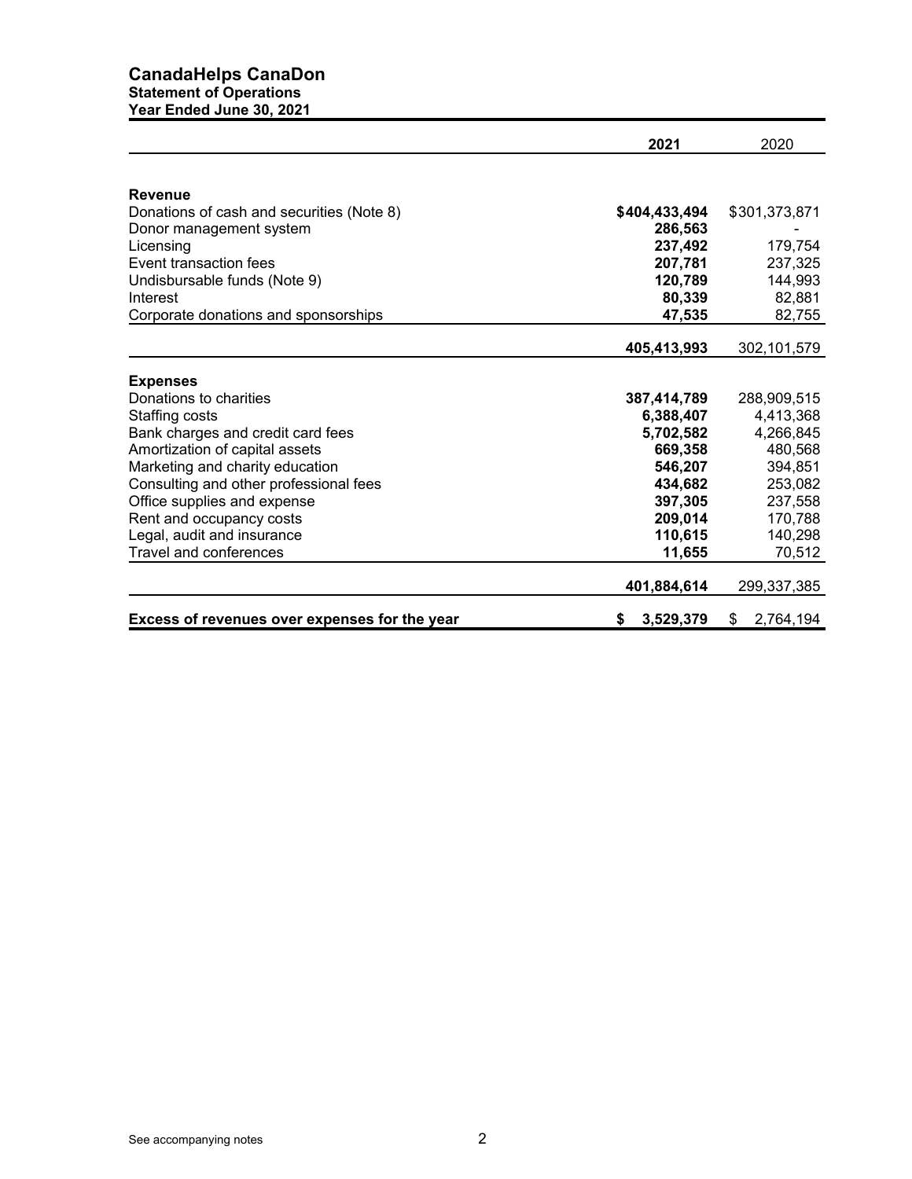# CanadaHelps CanaDon

## Statement of Operations

### Year Ended June 30, 2021

| | **2021** | 2020 |
|---|---|---|
| **Revenue** | | |
| Donations of cash and securities (Note 8) | **$404,433,494** | $301,373,871 |
| Donor management system | **286,563** | - |
| Licensing | **237,492** | 179,754 |
| Event transaction fees | **207,781** | 237,325 |
| Undisbursable funds (Note 9) | **120,789** | 144,993 |
| Interest | **80,339** | 82,881 |
| Corporate donations and sponsorships | **47,535** | 82,755 |
| | **405,413,993** | 302,101,579 |
| **Expenses** | | |
| Donations to charities | **387,414,789** | 288,909,515 |
| Staffing costs | **6,388,407** | 4,413,368 |
| Bank charges and credit card fees | **5,702,582** | 4,266,845 |
| Amortization of capital assets | **669,358** | 480,568 |
| Marketing and charity education | **546,207** | 394,851 |
| Consulting and other professional fees | **434,682** | 253,082 |
| Office supplies and expense | **397,305** | 237,558 |
| Rent and occupancy costs | **209,014** | 170,788 |
| Legal, audit and insurance | **110,615** | 140,298 |
| Travel and conferences | **11,655** | 70,512 |
| | **401,884,614** | 299,337,385 |
| **Excess of revenues over expenses for the year** | **$ 3,529,379** | $ 2,764,194 |

See accompanying notes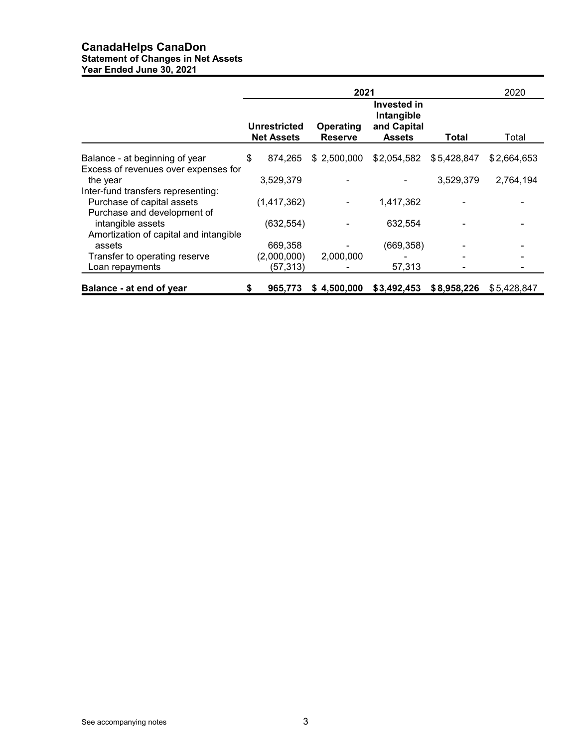# CanadaHelps CanaDon

## Statement of Changes in Net Assets

### Year Ended June 30, 2021

| | 2021 | | | | 2020 |
|---|---|---|---|---|---|
| | **Unrestricted Net Assets** | **Operating Reserve** | **Invested in Intangible and Capital Assets** | **Total** | Total |
| Balance - at beginning of year | $ 874,265 | $ 2,500,000 | $2,054,582 | $5,428,847 | $2,664,653 |
| Excess of revenues over expenses for the year | 3,529,379 | - | - | 3,529,379 | 2,764,194 |
| Inter-fund transfers representing: | | | | | |
| Purchase of capital assets | (1,417,362) | - | 1,417,362 | - | - |
| Purchase and development of intangible assets | (632,554) | - | 632,554 | - | - |
| Amortization of capital and intangible assets | 669,358 | - | (669,358) | - | - |
| Transfer to operating reserve | (2,000,000) | 2,000,000 | - | - | - |
| Loan repayments | (57,313) | - | 57,313 | - | - |
| **Balance - at end of year** | **$ 965,773** | **$ 4,500,000** | **$3,492,453** | **$8,958,226** | $5,428,847 |

See accompanying notes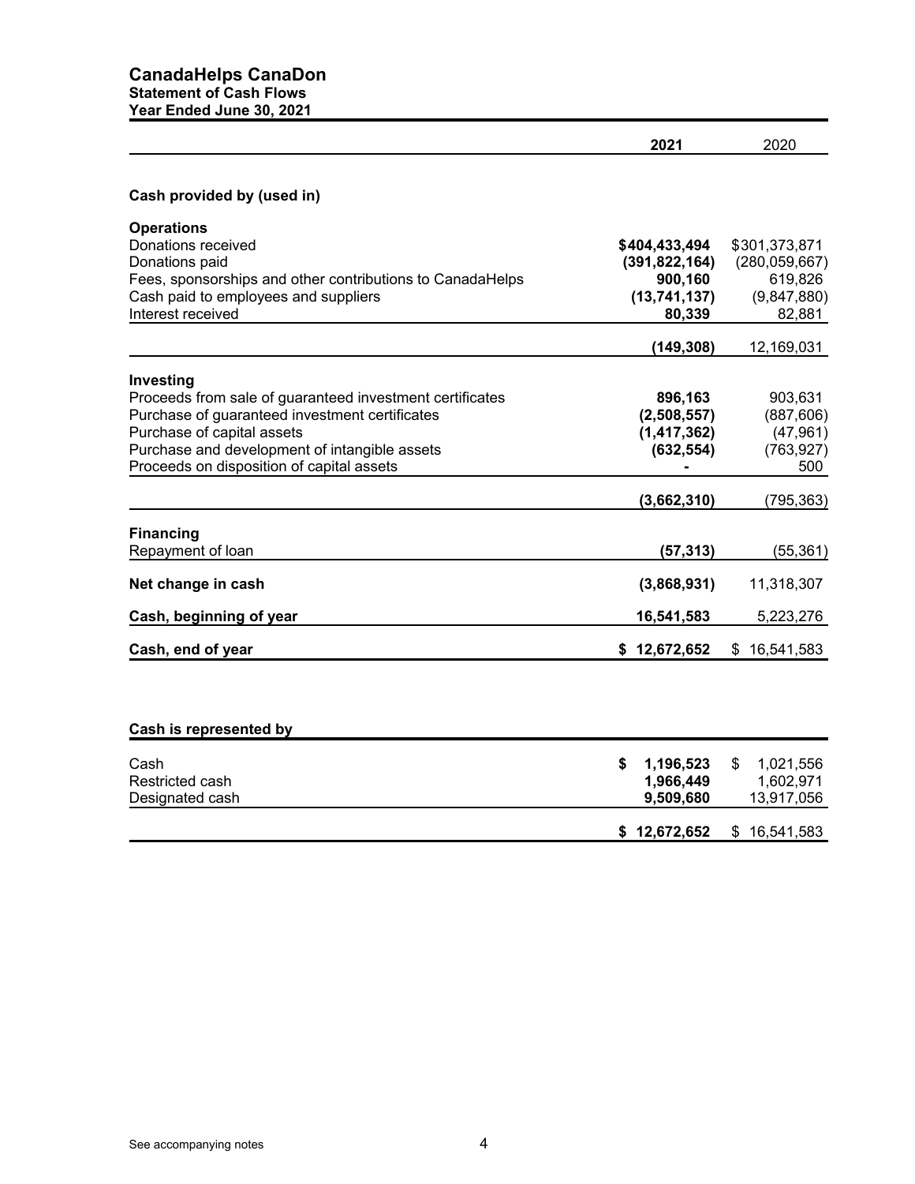# CanadaHelps CanaDon

## Statement of Cash Flows

### Year Ended June 30, 2021

| | 2021 | 2020 |
|---|---|---|
| **Cash provided by (used in)** | | |
| **Operations** | | |
| Donations received | **$404,433,494** | $301,373,871 |
| Donations paid | **(391,822,164)** | (280,059,667) |
| Fees, sponsorships and other contributions to CanadaHelps | **900,160** | 619,826 |
| Cash paid to employees and suppliers | **(13,741,137)** | (9,847,880) |
| Interest received | **80,339** | 82,881 |
| | **(149,308)** | 12,169,031 |
| **Investing** | | |
| Proceeds from sale of guaranteed investment certificates | **896,163** | 903,631 |
| Purchase of guaranteed investment certificates | **(2,508,557)** | (887,606) |
| Purchase of capital assets | **(1,417,362)** | (47,961) |
| Purchase and development of intangible assets | **(632,554)** | (763,927) |
| Proceeds on disposition of capital assets | **-** | 500 |
| | **(3,662,310)** | (795,363) |
| **Financing** | | |
| Repayment of loan | **(57,313)** | (55,361) |
| **Net change in cash** | **(3,868,931)** | 11,318,307 |
| **Cash, beginning of year** | **16,541,583** | 5,223,276 |
| **Cash, end of year** | **$ 12,672,652** | $ 16,541,583 |

| **Cash is represented by** | | |
|---|---|---|
| Cash | **$ 1,196,523** | $ 1,021,556 |
| Restricted cash | **1,966,449** | 1,602,971 |
| Designated cash | **9,509,680** | 13,917,056 |
| | **$ 12,672,652** | $ 16,541,583 |

See accompanying notes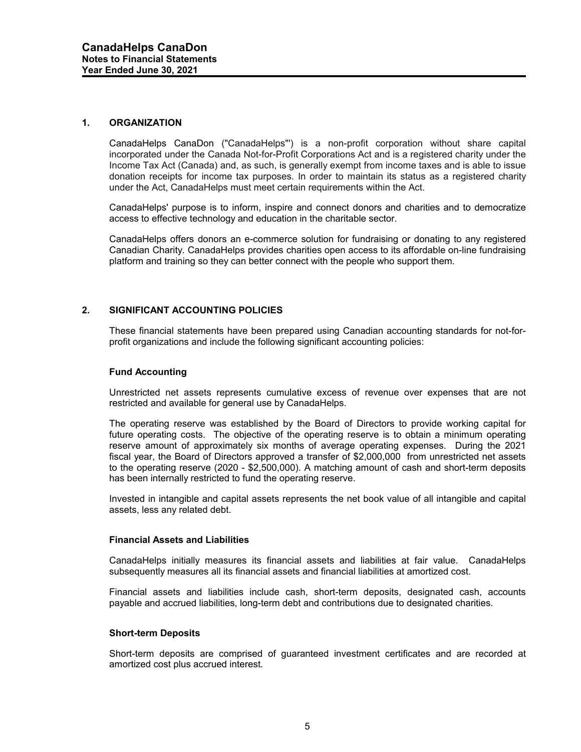## 1. ORGANIZATION

CanadaHelps CanaDon ("CanadaHelps"') is a non-profit corporation without share capital incorporated under the Canada Not-for-Profit Corporations Act and is a registered charity under the Income Tax Act (Canada) and, as such, is generally exempt from income taxes and is able to issue donation receipts for income tax purposes. In order to maintain its status as a registered charity under the Act, CanadaHelps must meet certain requirements within the Act.

CanadaHelps' purpose is to inform, inspire and connect donors and charities and to democratize access to effective technology and education in the charitable sector.

CanadaHelps offers donors an e-commerce solution for fundraising or donating to any registered Canadian Charity. CanadaHelps provides charities open access to its affordable on-line fundraising platform and training so they can better connect with the people who support them.

## 2. SIGNIFICANT ACCOUNTING POLICIES

These financial statements have been prepared using Canadian accounting standards for not-for-profit organizations and include the following significant accounting policies:

### Fund Accounting

Unrestricted net assets represents cumulative excess of revenue over expenses that are not restricted and available for general use by CanadaHelps.

The operating reserve was established by the Board of Directors to provide working capital for future operating costs. The objective of the operating reserve is to obtain a minimum operating reserve amount of approximately six months of average operating expenses. During the 2021 fiscal year, the Board of Directors approved a transfer of $2,000,000 from unrestricted net assets to the operating reserve (2020 - $2,500,000). A matching amount of cash and short-term deposits has been internally restricted to fund the operating reserve.

Invested in intangible and capital assets represents the net book value of all intangible and capital assets, less any related debt.

### Financial Assets and Liabilities

CanadaHelps initially measures its financial assets and liabilities at fair value. CanadaHelps subsequently measures all its financial assets and financial liabilities at amortized cost.

Financial assets and liabilities include cash, short-term deposits, designated cash, accounts payable and accrued liabilities, long-term debt and contributions due to designated charities.

### Short-term Deposits

Short-term deposits are comprised of guaranteed investment certificates and are recorded at amortized cost plus accrued interest.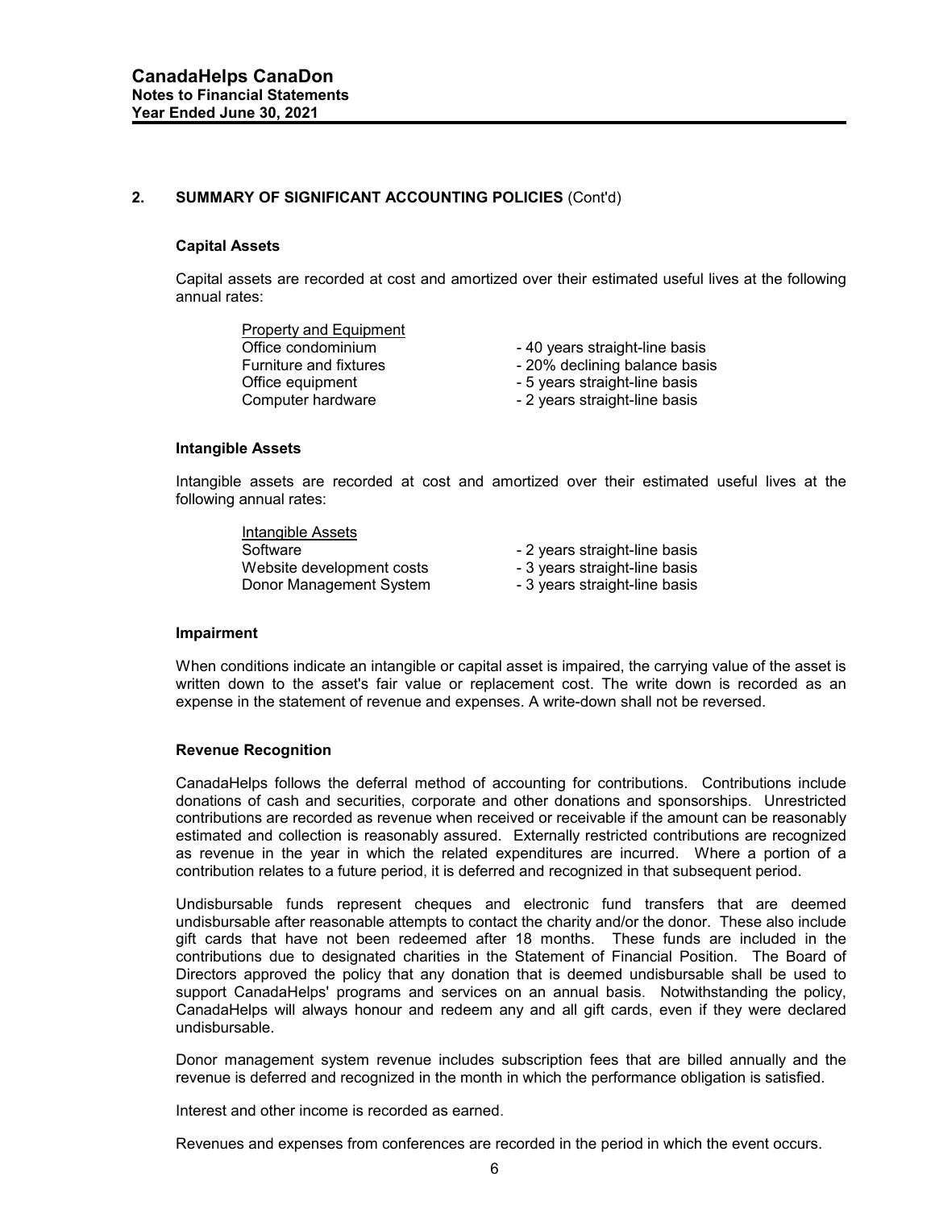## 2. SUMMARY OF SIGNIFICANT ACCOUNTING POLICIES (Cont'd)

### Capital Assets

Capital assets are recorded at cost and amortized over their estimated useful lives at the following annual rates:

| Property and Equipment | |
|---|---|
| Office condominium | - 40 years straight-line basis |
| Furniture and fixtures | - 20% declining balance basis |
| Office equipment | - 5 years straight-line basis |
| Computer hardware | - 2 years straight-line basis |

### Intangible Assets

Intangible assets are recorded at cost and amortized over their estimated useful lives at the following annual rates:

| Intangible Assets | |
|---|---|
| Software | - 2 years straight-line basis |
| Website development costs | - 3 years straight-line basis |
| Donor Management System | - 3 years straight-line basis |

### Impairment

When conditions indicate an intangible or capital asset is impaired, the carrying value of the asset is written down to the asset's fair value or replacement cost. The write down is recorded as an expense in the statement of revenue and expenses. A write-down shall not be reversed.

### Revenue Recognition

CanadaHelps follows the deferral method of accounting for contributions. Contributions include donations of cash and securities, corporate and other donations and sponsorships. Unrestricted contributions are recorded as revenue when received or receivable if the amount can be reasonably estimated and collection is reasonably assured. Externally restricted contributions are recognized as revenue in the year in which the related expenditures are incurred. Where a portion of a contribution relates to a future period, it is deferred and recognized in that subsequent period.

Undisbursable funds represent cheques and electronic fund transfers that are deemed undisbursable after reasonable attempts to contact the charity and/or the donor. These also include gift cards that have not been redeemed after 18 months. These funds are included in the contributions due to designated charities in the Statement of Financial Position. The Board of Directors approved the policy that any donation that is deemed undisbursable shall be used to support CanadaHelps' programs and services on an annual basis. Notwithstanding the policy, CanadaHelps will always honour and redeem any and all gift cards, even if they were declared undisbursable.

Donor management system revenue includes subscription fees that are billed annually and the revenue is deferred and recognized in the month in which the performance obligation is satisfied.

Interest and other income is recorded as earned.

Revenues and expenses from conferences are recorded in the period in which the event occurs.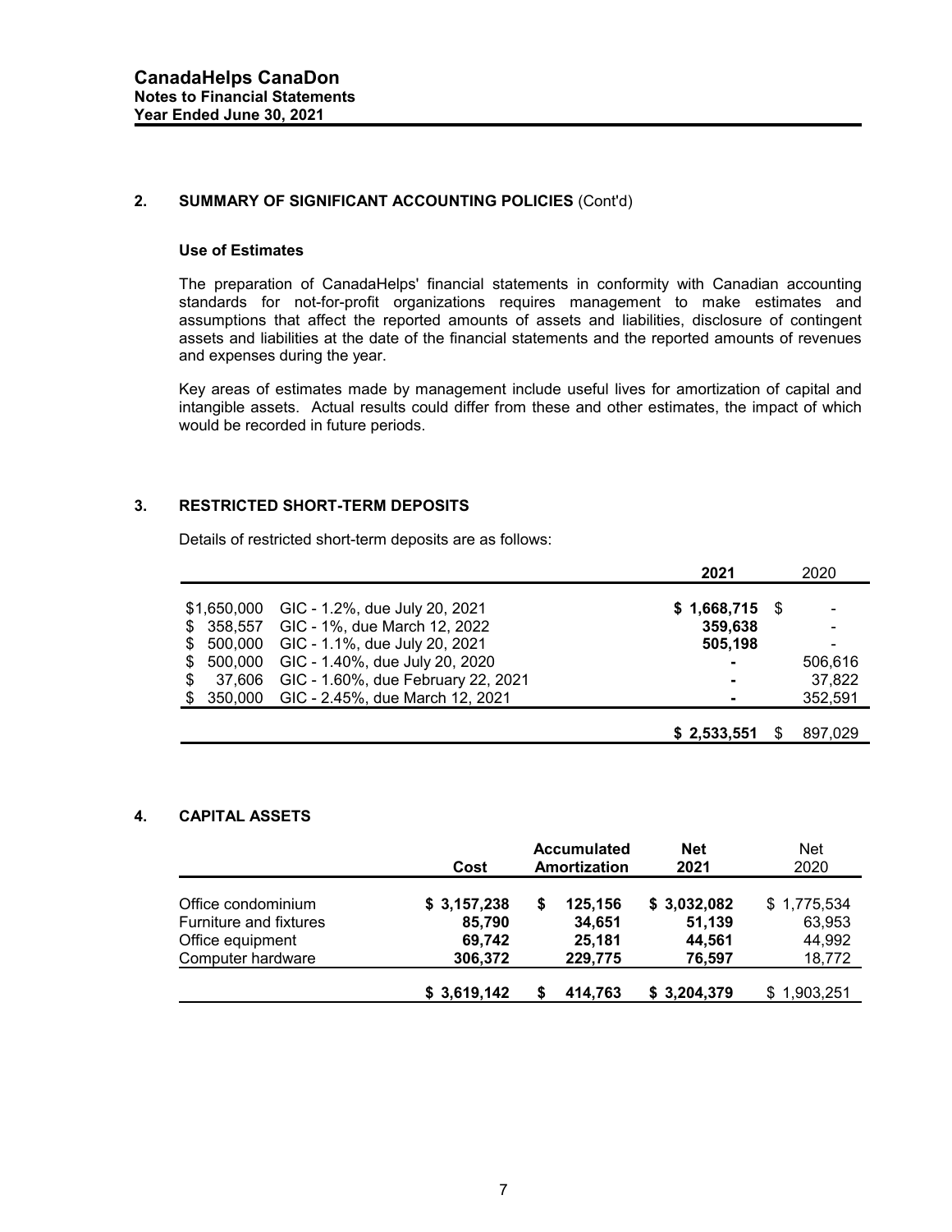## 2. SUMMARY OF SIGNIFICANT ACCOUNTING POLICIES (Cont'd)

### Use of Estimates

The preparation of CanadaHelps' financial statements in conformity with Canadian accounting standards for not-for-profit organizations requires management to make estimates and assumptions that affect the reported amounts of assets and liabilities, disclosure of contingent assets and liabilities at the date of the financial statements and the reported amounts of revenues and expenses during the year.

Key areas of estimates made by management include useful lives for amortization of capital and intangible assets. Actual results could differ from these and other estimates, the impact of which would be recorded in future periods.

## 3. RESTRICTED SHORT-TERM DEPOSITS

Details of restricted short-term deposits are as follows:

| | | 2021 | 2020 |
|---|---|---|---|
| $1,650,000 | GIC - 1.2%, due July 20, 2021 | **$ 1,668,715** | $ - |
| $ 358,557 | GIC - 1%, due March 12, 2022 | **359,638** | - |
| $ 500,000 | GIC - 1.1%, due July 20, 2021 | **505,198** | - |
| $ 500,000 | GIC - 1.40%, due July 20, 2020 | **-** | 506,616 |
| $ 37,606 | GIC - 1.60%, due February 22, 2021 | **-** | 37,822 |
| $ 350,000 | GIC - 2.45%, due March 12, 2021 | **-** | 352,591 |
| | | **$ 2,533,551** | $ 897,029 |

## 4. CAPITAL ASSETS

| | Cost | Accumulated Amortization | Net 2021 | Net 2020 |
|---|---|---|---|---|
| Office condominium | **$ 3,157,238** | **$ 125,156** | **$ 3,032,082** | $ 1,775,534 |
| Furniture and fixtures | **85,790** | **34,651** | **51,139** | 63,953 |
| Office equipment | **69,742** | **25,181** | **44,561** | 44,992 |
| Computer hardware | **306,372** | **229,775** | **76,597** | 18,772 |
| | **$ 3,619,142** | **$ 414,763** | **$ 3,204,379** | $ 1,903,251 |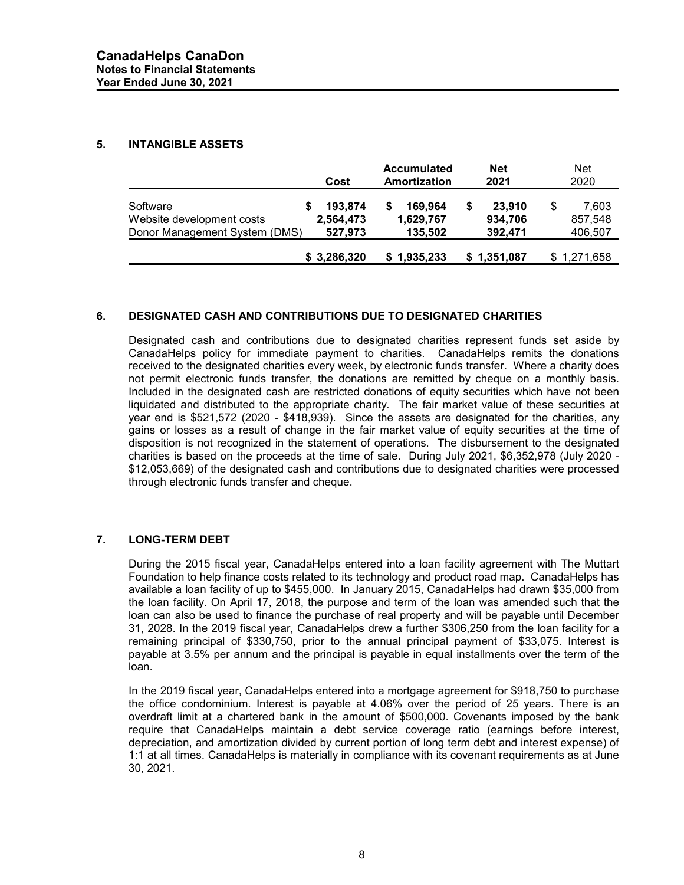**CanadaHelps CanaDon**
**Notes to Financial Statements**
**Year Ended June 30, 2021**

## 5. INTANGIBLE ASSETS

| | Cost | Accumulated Amortization | Net 2021 | Net 2020 |
|---|---|---|---|---|
| Software | $ 193,874 | $ 169,964 | $ 23,910 | $ 7,603 |
| Website development costs | 2,564,473 | 1,629,767 | 934,706 | 857,548 |
| Donor Management System (DMS) | 527,973 | 135,502 | 392,471 | 406,507 |
| | **$ 3,286,320** | **$ 1,935,233** | **$ 1,351,087** | $ 1,271,658 |

## 6. DESIGNATED CASH AND CONTRIBUTIONS DUE TO DESIGNATED CHARITIES

Designated cash and contributions due to designated charities represent funds set aside by CanadaHelps policy for immediate payment to charities. CanadaHelps remits the donations received to the designated charities every week, by electronic funds transfer. Where a charity does not permit electronic funds transfer, the donations are remitted by cheque on a monthly basis. Included in the designated cash are restricted donations of equity securities which have not been liquidated and distributed to the appropriate charity. The fair market value of these securities at year end is $521,572 (2020 - $418,939). Since the assets are designated for the charities, any gains or losses as a result of change in the fair market value of equity securities at the time of disposition is not recognized in the statement of operations. The disbursement to the designated charities is based on the proceeds at the time of sale. During July 2021, $6,352,978 (July 2020 - $12,053,669) of the designated cash and contributions due to designated charities were processed through electronic funds transfer and cheque.

## 7. LONG-TERM DEBT

During the 2015 fiscal year, CanadaHelps entered into a loan facility agreement with The Muttart Foundation to help finance costs related to its technology and product road map. CanadaHelps has available a loan facility of up to $455,000. In January 2015, CanadaHelps had drawn $35,000 from the loan facility. On April 17, 2018, the purpose and term of the loan was amended such that the loan can also be used to finance the purchase of real property and will be payable until December 31, 2028. In the 2019 fiscal year, CanadaHelps drew a further $306,250 from the loan facility for a remaining principal of $330,750, prior to the annual principal payment of $33,075. Interest is payable at 3.5% per annum and the principal is payable in equal installments over the term of the loan.

In the 2019 fiscal year, CanadaHelps entered into a mortgage agreement for $918,750 to purchase the office condominium. Interest is payable at 4.06% over the period of 25 years. There is an overdraft limit at a chartered bank in the amount of $500,000. Covenants imposed by the bank require that CanadaHelps maintain a debt service coverage ratio (earnings before interest, depreciation, and amortization divided by current portion of long term debt and interest expense) of 1:1 at all times. CanadaHelps is materially in compliance with its covenant requirements as at June 30, 2021.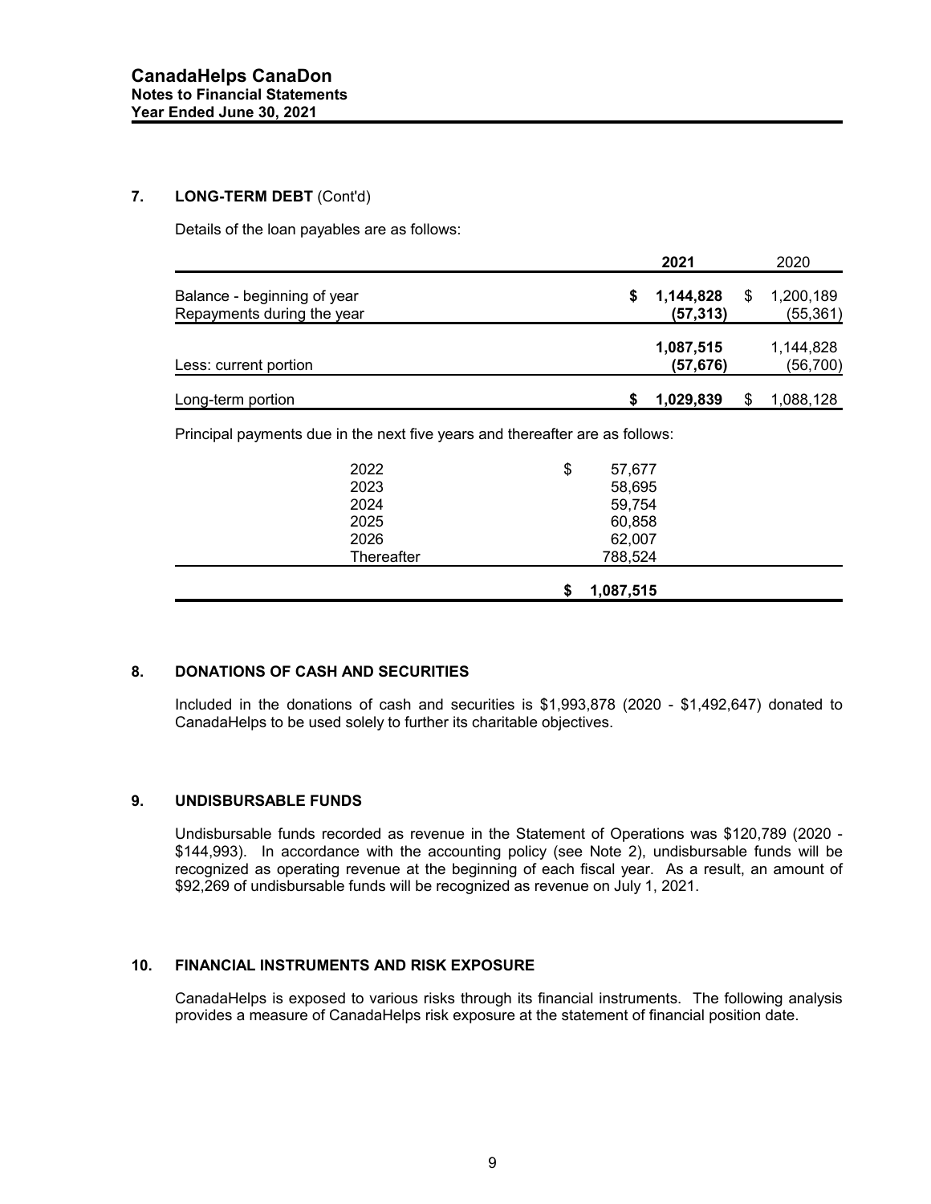## 7. LONG-TERM DEBT (Cont'd)

Details of the loan payables are as follows:

| | 2021 | 2020 |
|---|---|---|
| Balance - beginning of year | **$ 1,144,828** | $ 1,200,189 |
| Repayments during the year | **(57,313)** | (55,361) |
| | **1,087,515** | 1,144,828 |
| Less: current portion | **(57,676)** | (56,700) |
| Long-term portion | **$ 1,029,839** | $ 1,088,128 |

Principal payments due in the next five years and thereafter are as follows:

| | |
|---|---|
| 2022 | $ 57,677 |
| 2023 | 58,695 |
| 2024 | 59,754 |
| 2025 | 60,858 |
| 2026 | 62,007 |
| Thereafter | 788,524 |
| | **$ 1,087,515** |

## 8. DONATIONS OF CASH AND SECURITIES

Included in the donations of cash and securities is $1,993,878 (2020 - $1,492,647) donated to CanadaHelps to be used solely to further its charitable objectives.

## 9. UNDISBURSABLE FUNDS

Undisbursable funds recorded as revenue in the Statement of Operations was $120,789 (2020 - $144,993). In accordance with the accounting policy (see Note 2), undisbursable funds will be recognized as operating revenue at the beginning of each fiscal year. As a result, an amount of $92,269 of undisbursable funds will be recognized as revenue on July 1, 2021.

## 10. FINANCIAL INSTRUMENTS AND RISK EXPOSURE

CanadaHelps is exposed to various risks through its financial instruments. The following analysis provides a measure of CanadaHelps risk exposure at the statement of financial position date.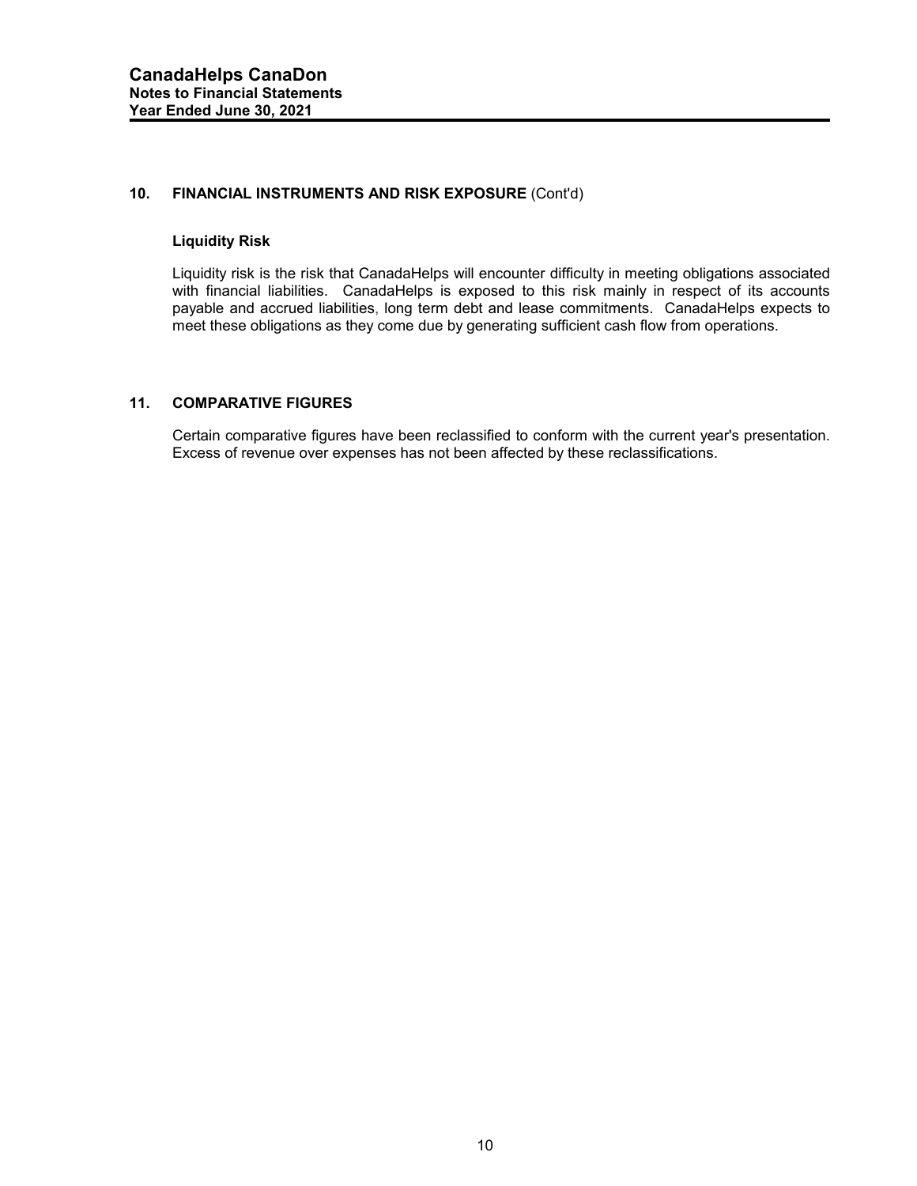## 10. FINANCIAL INSTRUMENTS AND RISK EXPOSURE (Cont'd)

### Liquidity Risk

Liquidity risk is the risk that CanadaHelps will encounter difficulty in meeting obligations associated with financial liabilities. CanadaHelps is exposed to this risk mainly in respect of its accounts payable and accrued liabilities, long term debt and lease commitments. CanadaHelps expects to meet these obligations as they come due by generating sufficient cash flow from operations.

## 11. COMPARATIVE FIGURES

Certain comparative figures have been reclassified to conform with the current year's presentation. Excess of revenue over expenses has not been affected by these reclassifications.